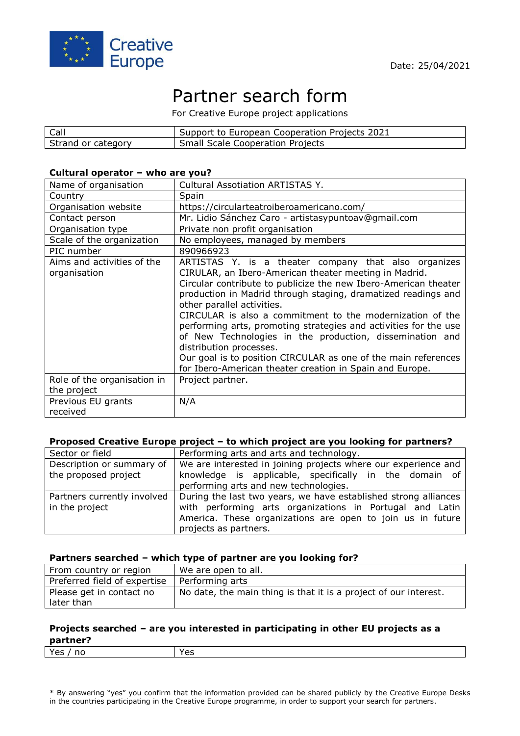Creative Europe

Date: 25/04/2021

# Partner search form

For Creative Europe project applications

| Call | Support to European Cooperation Projects 2021 |
|---|---|
| Strand or category | Small Scale Cooperation Projects |

**Cultural operator – who are you?**

| Name of organisation | Cultural Assotiation ARTISTAS Y. |
|---|---|
| Country | Spain |
| Organisation website | https://circularteatroiberoamericano.com/ |
| Contact person | Mr. Lidio Sánchez Caro - artistasypuntoav@gmail.com |
| Organisation type | Private non profit organisation |
| Scale of the organization | No employees, managed by members |
| PIC number | 890966923 |
| Aims and activities of the organisation | ARTISTAS Y. is a theater company that also organizes CIRULAR, an Ibero-American theater meeting in Madrid.<br>Circular contribute to publicize the new Ibero-American theater production in Madrid through staging, dramatized readings and other parallel activities.<br>CIRCULAR is also a commitment to the modernization of the performing arts, promoting strategies and activities for the use of New Technologies in the production, dissemination and distribution processes.<br>Our goal is to position CIRCULAR as one of the main references for Ibero-American theater creation in Spain and Europe. |
| Role of the organisation in the project | Project partner. |
| Previous EU grants received | N/A |

**Proposed Creative Europe project – to which project are you looking for partners?**

| Sector or field | Performing arts and arts and technology. |
|---|---|
| Description or summary of the proposed project | We are interested in joining projects where our experience and knowledge is applicable, specifically in the domain of performing arts and new technologies. |
| Partners currently involved in the project | During the last two years, we have established strong alliances with performing arts organizations in Portugal and Latin America. These organizations are open to join us in future projects as partners. |

**Partners searched – which type of partner are you looking for?**

| From country or region | We are open to all. |
|---|---|
| Preferred field of expertise | Performing arts |
| Please get in contact no later than | No date, the main thing is that it is a project of our interest. |

**Projects searched – are you interested in participating in other EU projects as a partner?**

| Yes / no | Yes |
|---|---|

\* By answering "yes" you confirm that the information provided can be shared publicly by the Creative Europe Desks in the countries participating in the Creative Europe programme, in order to support your search for partners.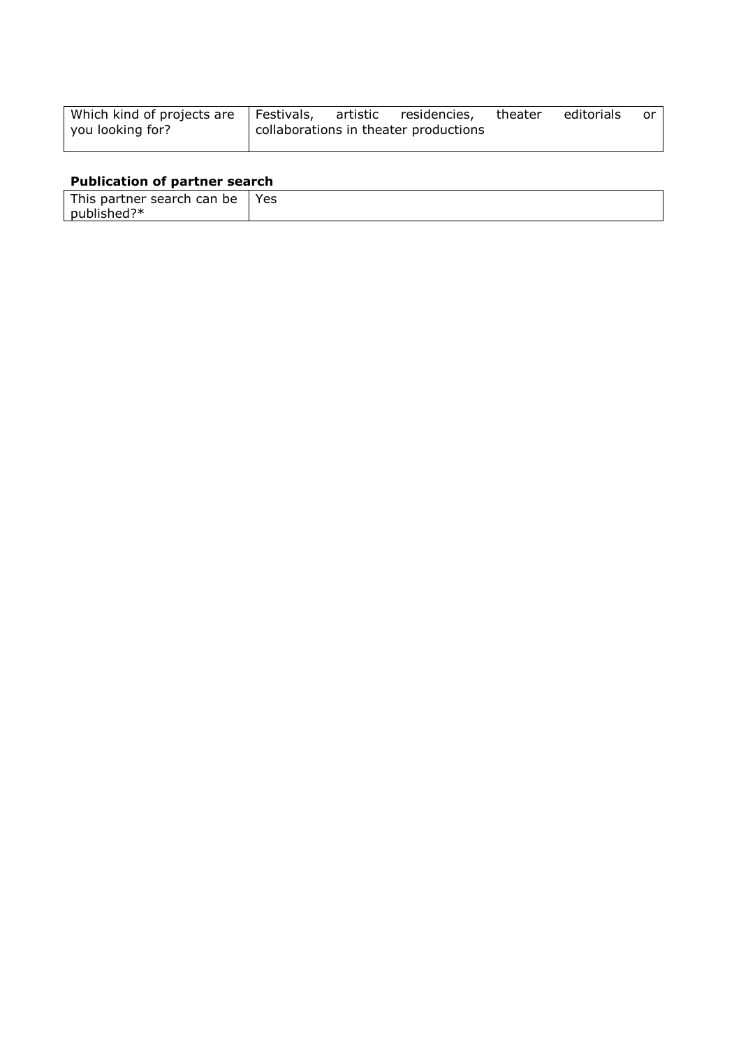| | |
|---|---|
| Which kind of projects are you looking for? | Festivals, artistic residencies, theater editorials or collaborations in theater productions |

**Publication of partner search**

| | |
|---|---|
| This partner search can be published?* | Yes |